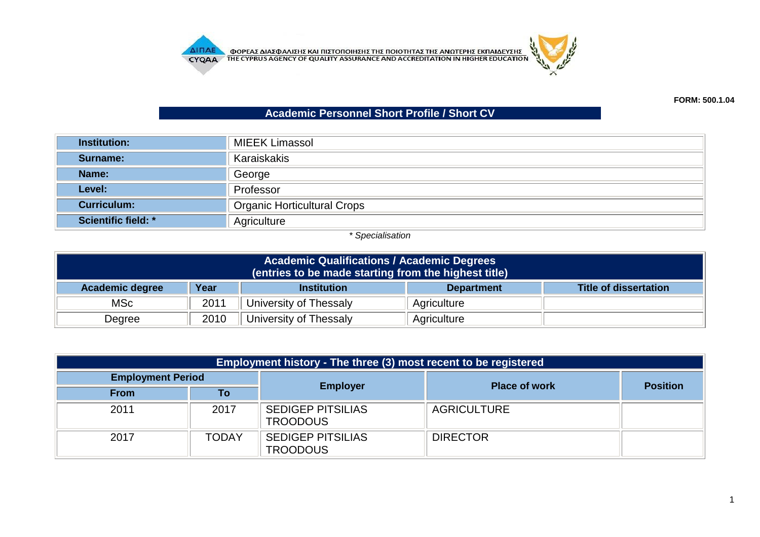ΦΟΡΕΑΣ ΔΙΑΣΦΑΛΙΣΗΣ ΚΑΙ ΠΙΣΤΟΠΟΙΗΣΗΣ ΤΗΣ ΠΟΙΟΤΗΤΑΣ ΤΗΣ ΑΝΩΤΕΡΗΣ ΕΚΠΑΙΔΕΥΣΗΣ
THE CYPRUS AGENCY OF QUALITY ASSURANCE AND ACCREDITATION IN HIGHER EDUCATION

**FORM: 500.1.04**

## Academic Personnel Short Profile / Short CV

| | |
|---|---|
| **Institution:** | MIEEK Limassol |
| **Surname:** | Karaiskakis |
| **Name:** | George |
| **Level:** | Professor |
| **Curriculum:** | Organic Horticultural Crops |
| **Scientific field: *** | Agriculture |

*\* Specialisation*

| Academic Qualifications / Academic Degrees (entries to be made starting from the highest title) | | | | |
|---|---|---|---|---|
| **Academic degree** | **Year** | **Institution** | **Department** | **Title of dissertation** |
| MSc | 2011 | University of Thessaly | Agriculture | |
| Degree | 2010 | University of Thessaly | Agriculture | |

| Employment history - The three (3) most recent to be registered | | | | |
|---|---|---|---|---|
| **Employment Period** | | **Employer** | **Place of work** | **Position** |
| **From** | **To** | | | |
| 2011 | 2017 | SEDIGEP PITSILIAS TROODOUS | AGRICULTURE | |
| 2017 | TODAY | SEDIGEP PITSILIAS TROODOUS | DIRECTOR | |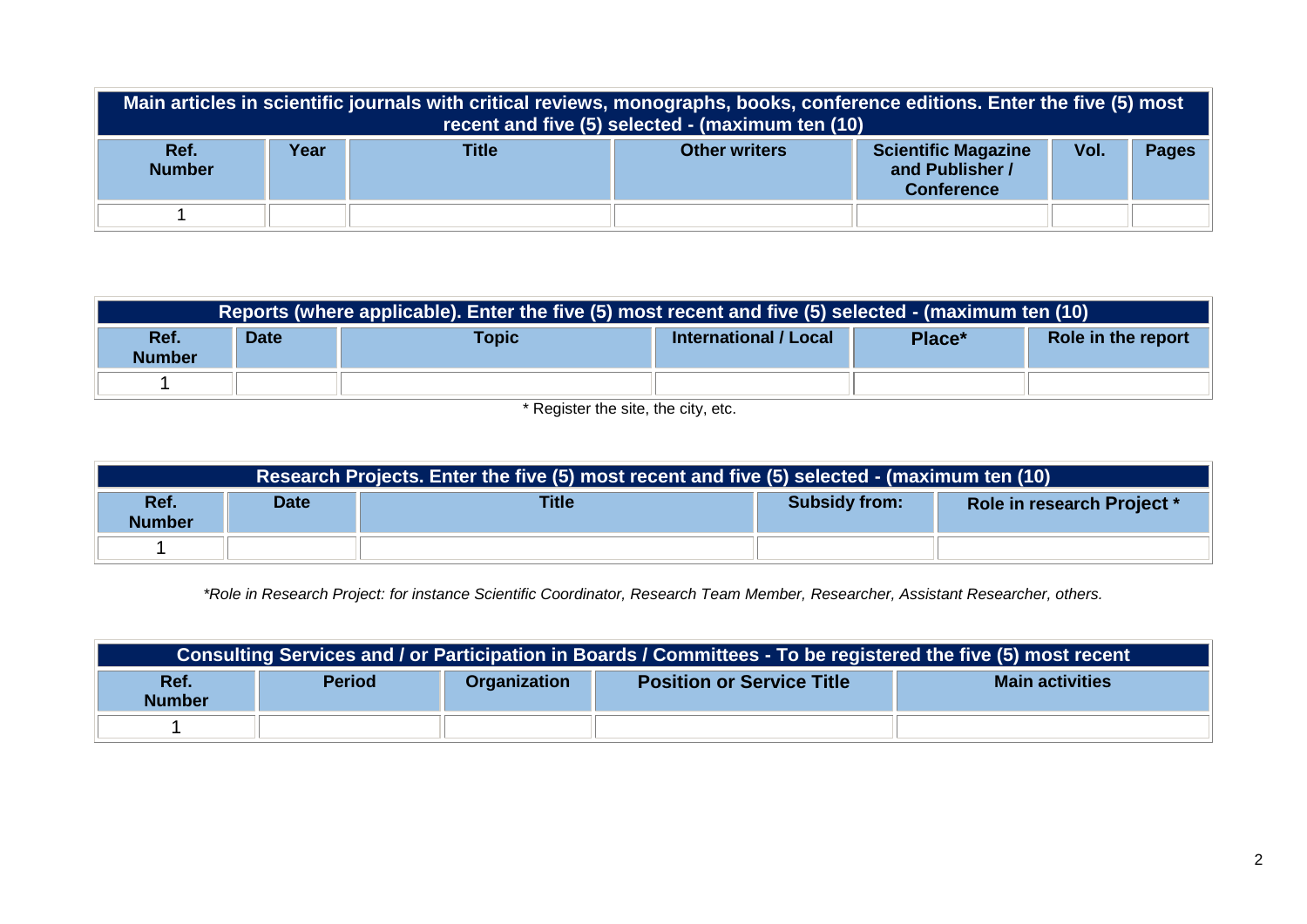| Main articles in scientific journals with critical reviews, monographs, books, conference editions. Enter the five (5) most recent and five (5) selected - (maximum ten (10) | | | | | | |
|---|---|---|---|---|---|---|
| **Ref. Number** | **Year** | **Title** | **Other writers** | **Scientific Magazine and Publisher / Conference** | **Vol.** | **Pages** |
| 1 | | | | | | |

| Reports (where applicable). Enter the five (5) most recent and five (5) selected - (maximum ten (10) | | | | | |
|---|---|---|---|---|---|
| **Ref. Number** | **Date** | **Topic** | **International / Local** | **Place*** | **Role in the report** |
| 1 | | | | | |

* Register the site, the city, etc.

| Research Projects. Enter the five (5) most recent and five (5) selected - (maximum ten (10) | | | | |
|---|---|---|---|---|
| **Ref. Number** | **Date** | **Title** | **Subsidy from:** | **Role in research Project *** |
| 1 | | | | |

*\*Role in Research Project: for instance Scientific Coordinator, Research Team Member, Researcher, Assistant Researcher, others.*

| Consulting Services and / or Participation in Boards / Committees - To be registered the five (5) most recent | | | | |
|---|---|---|---|---|
| **Ref. Number** | **Period** | **Organization** | **Position or Service Title** | **Main activities** |
| 1 | | | | |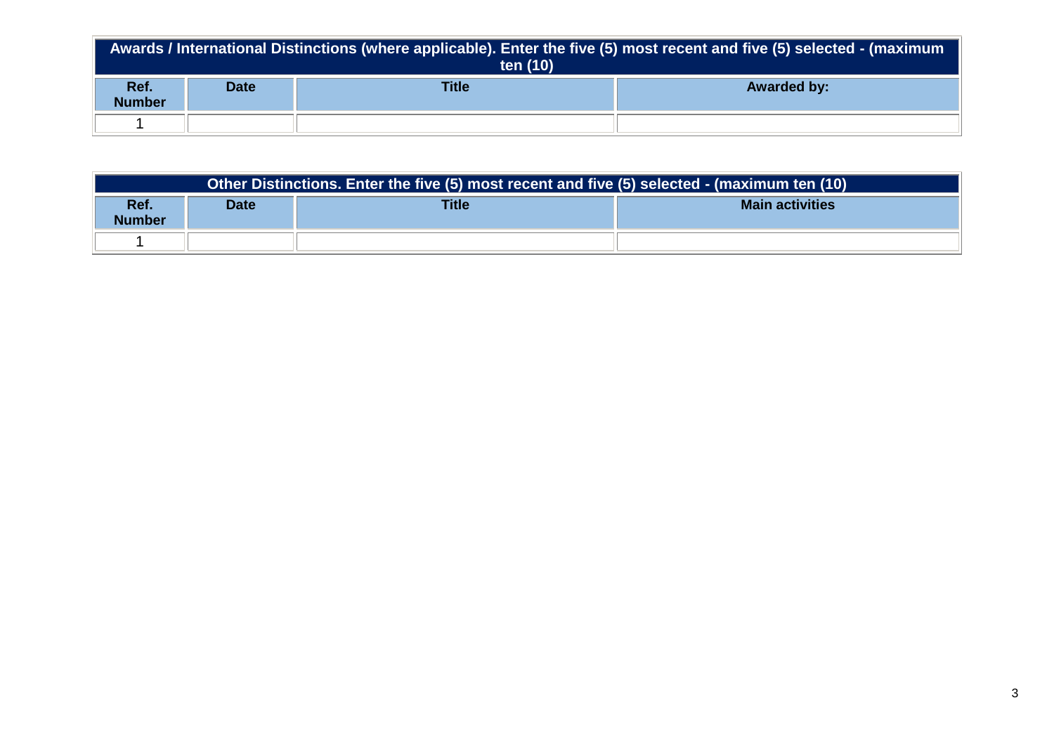| Awards / International Distinctions (where applicable). Enter the five (5) most recent and five (5) selected - (maximum ten (10) | | | |
|---|---|---|---|
| **Ref. Number** | **Date** | **Title** | **Awarded by:** |
| 1 | | | |

| Other Distinctions. Enter the five (5) most recent and five (5) selected - (maximum ten (10) | | | |
|---|---|---|---|
| **Ref. Number** | **Date** | **Title** | **Main activities** |
| 1 | | | |